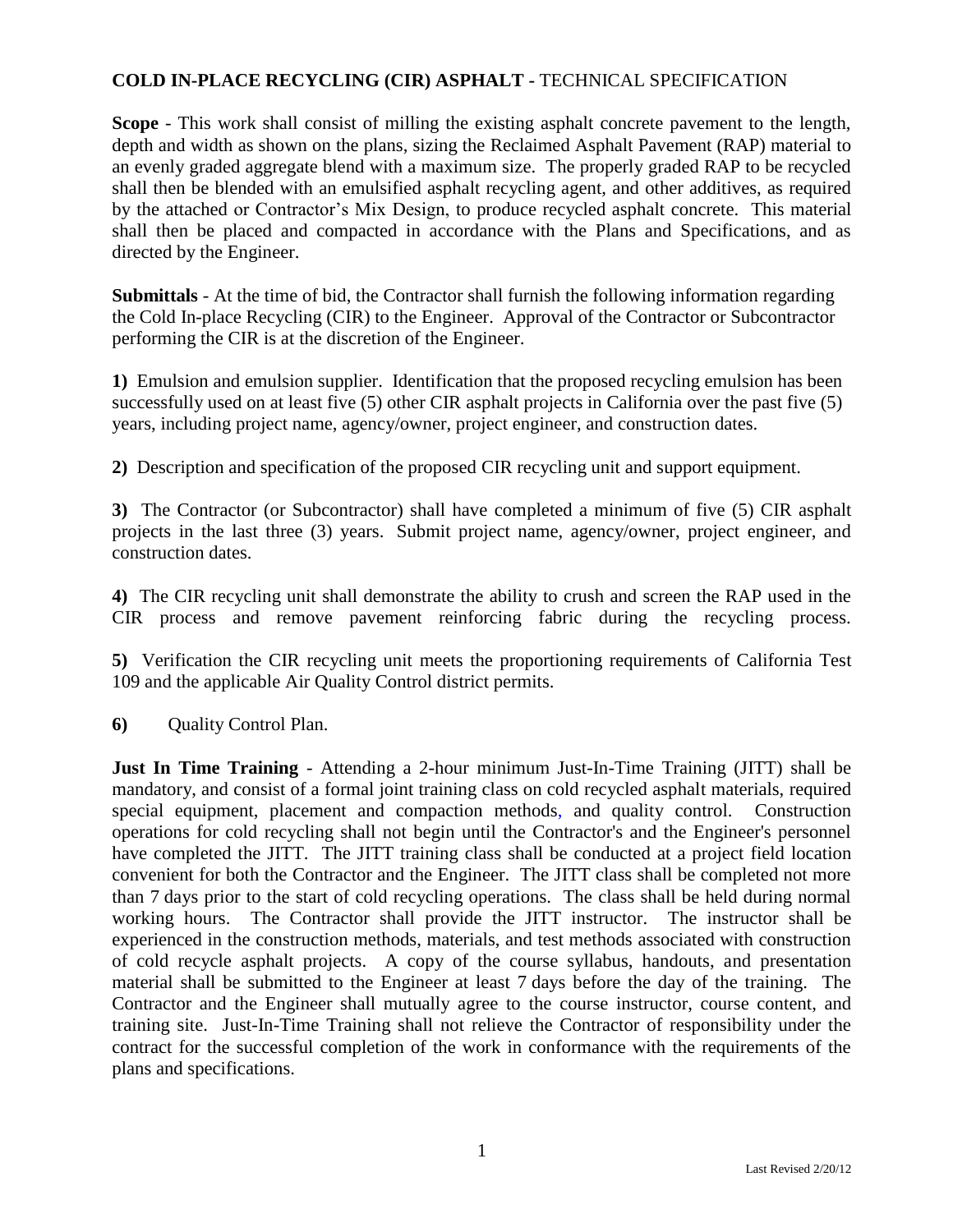# COLD IN-PLACE RECYCLING (CIR) ASPHALT - TECHNICAL SPECIFICATION

**Scope** - This work shall consist of milling the existing asphalt concrete pavement to the length, depth and width as shown on the plans, sizing the Reclaimed Asphalt Pavement (RAP) material to an evenly graded aggregate blend with a maximum size. The properly graded RAP to be recycled shall then be blended with an emulsified asphalt recycling agent, and other additives, as required by the attached or Contractor's Mix Design, to produce recycled asphalt concrete. This material shall then be placed and compacted in accordance with the Plans and Specifications, and as directed by the Engineer.

**Submittals** - At the time of bid, the Contractor shall furnish the following information regarding the Cold In-place Recycling (CIR) to the Engineer. Approval of the Contractor or Subcontractor performing the CIR is at the discretion of the Engineer.

**1)** Emulsion and emulsion supplier. Identification that the proposed recycling emulsion has been successfully used on at least five (5) other CIR asphalt projects in California over the past five (5) years, including project name, agency/owner, project engineer, and construction dates.

**2)** Description and specification of the proposed CIR recycling unit and support equipment.

**3)** The Contractor (or Subcontractor) shall have completed a minimum of five (5) CIR asphalt projects in the last three (3) years. Submit project name, agency/owner, project engineer, and construction dates.

**4)** The CIR recycling unit shall demonstrate the ability to crush and screen the RAP used in the CIR process and remove pavement reinforcing fabric during the recycling process.

**5)** Verification the CIR recycling unit meets the proportioning requirements of California Test 109 and the applicable Air Quality Control district permits.

**6)** Quality Control Plan.

**Just In Time Training** - Attending a 2-hour minimum Just-In-Time Training (JITT) shall be mandatory, and consist of a formal joint training class on cold recycled asphalt materials, required special equipment, placement and compaction methods, and quality control. Construction operations for cold recycling shall not begin until the Contractor's and the Engineer's personnel have completed the JITT. The JITT training class shall be conducted at a project field location convenient for both the Contractor and the Engineer. The JITT class shall be completed not more than 7 days prior to the start of cold recycling operations. The class shall be held during normal working hours. The Contractor shall provide the JITT instructor. The instructor shall be experienced in the construction methods, materials, and test methods associated with construction of cold recycle asphalt projects. A copy of the course syllabus, handouts, and presentation material shall be submitted to the Engineer at least 7 days before the day of the training. The Contractor and the Engineer shall mutually agree to the course instructor, course content, and training site. Just-In-Time Training shall not relieve the Contractor of responsibility under the contract for the successful completion of the work in conformance with the requirements of the plans and specifications.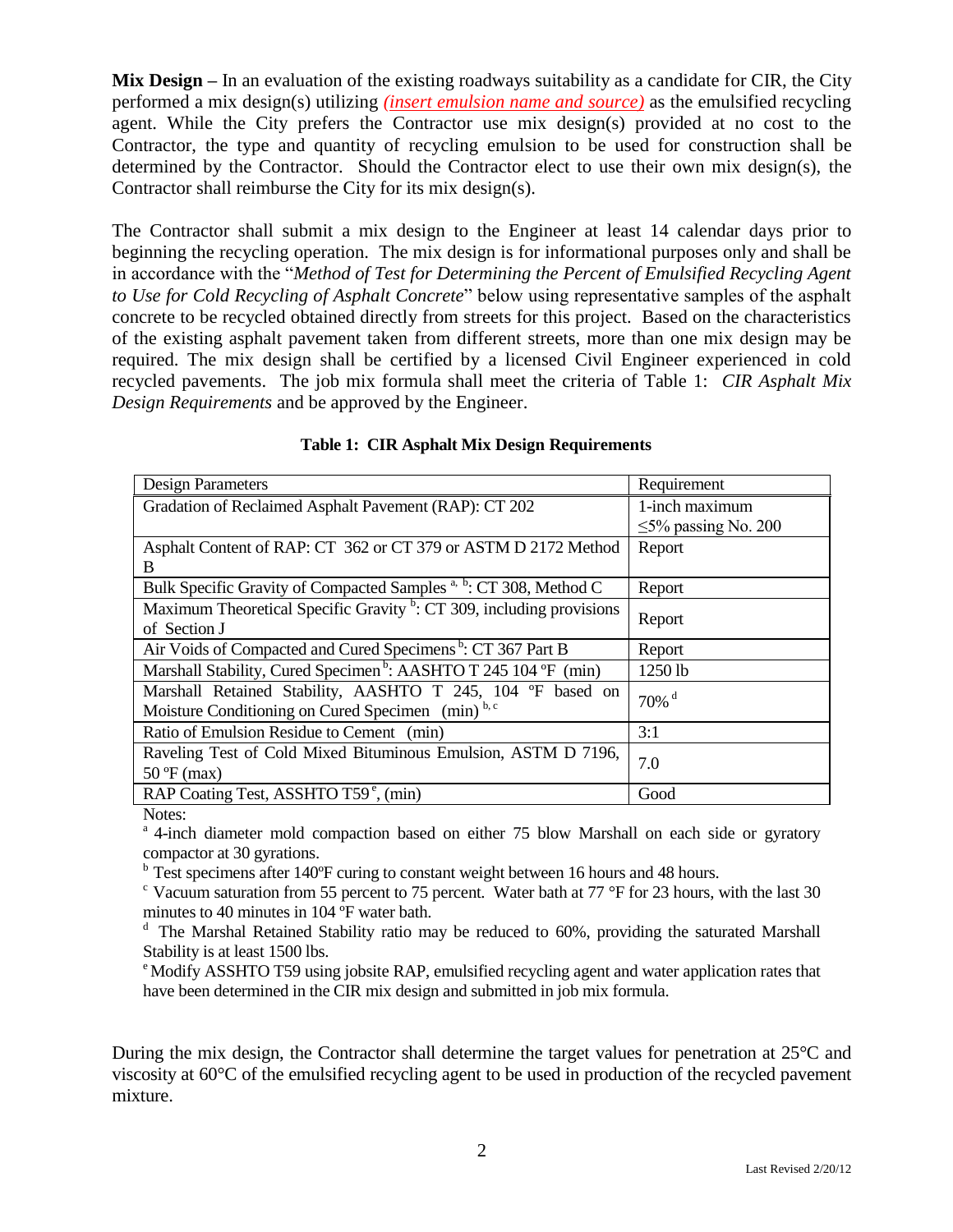**Mix Design –** In an evaluation of the existing roadways suitability as a candidate for CIR, the City performed a mix design(s) utilizing *(insert emulsion name and source)* as the emulsified recycling agent. While the City prefers the Contractor use mix design(s) provided at no cost to the Contractor, the type and quantity of recycling emulsion to be used for construction shall be determined by the Contractor. Should the Contractor elect to use their own mix design(s), the Contractor shall reimburse the City for its mix design(s).

The Contractor shall submit a mix design to the Engineer at least 14 calendar days prior to beginning the recycling operation. The mix design is for informational purposes only and shall be in accordance with the "*Method of Test for Determining the Percent of Emulsified Recycling Agent to Use for Cold Recycling of Asphalt Concrete*" below using representative samples of the asphalt concrete to be recycled obtained directly from streets for this project. Based on the characteristics of the existing asphalt pavement taken from different streets, more than one mix design may be required. The mix design shall be certified by a licensed Civil Engineer experienced in cold recycled pavements. The job mix formula shall meet the criteria of Table 1: *CIR Asphalt Mix Design Requirements* and be approved by the Engineer.

**Table 1: CIR Asphalt Mix Design Requirements**

| Design Parameters | Requirement |
|---|---|
| Gradation of Reclaimed Asphalt Pavement (RAP): CT 202 | 1-inch maximum<br>≤5% passing No. 200 |
| Asphalt Content of RAP: CT 362 or CT 379 or ASTM D 2172 Method B | Report |
| Bulk Specific Gravity of Compacted Samples [a, b]: CT 308, Method C | Report |
| Maximum Theoretical Specific Gravity [b]: CT 309, including provisions of Section J | Report |
| Air Voids of Compacted and Cured Specimens [b]: CT 367 Part B | Report |
| Marshall Stability, Cured Specimen [b]: AASHTO T 245 104 ºF (min) | 1250 lb |
| Marshall Retained Stability, AASHTO T 245, 104 ºF based on Moisture Conditioning on Cured Specimen (min) [b, c] | 70% [d] |
| Ratio of Emulsion Residue to Cement (min) | 3:1 |
| Raveling Test of Cold Mixed Bituminous Emulsion, ASTM D 7196, 50 ºF (max) | 7.0 |
| RAP Coating Test, ASSHTO T59 [e], (min) | Good |

Notes:

[a] 4-inch diameter mold compaction based on either 75 blow Marshall on each side or gyratory compactor at 30 gyrations.

[b] Test specimens after 140ºF curing to constant weight between 16 hours and 48 hours.

[c] Vacuum saturation from 55 percent to 75 percent. Water bath at 77 °F for 23 hours, with the last 30 minutes to 40 minutes in 104 ºF water bath.

[d] The Marshal Retained Stability ratio may be reduced to 60%, providing the saturated Marshall Stability is at least 1500 lbs.

[e] Modify ASSHTO T59 using jobsite RAP, emulsified recycling agent and water application rates that have been determined in the CIR mix design and submitted in job mix formula.

During the mix design, the Contractor shall determine the target values for penetration at 25°C and viscosity at 60°C of the emulsified recycling agent to be used in production of the recycled pavement mixture.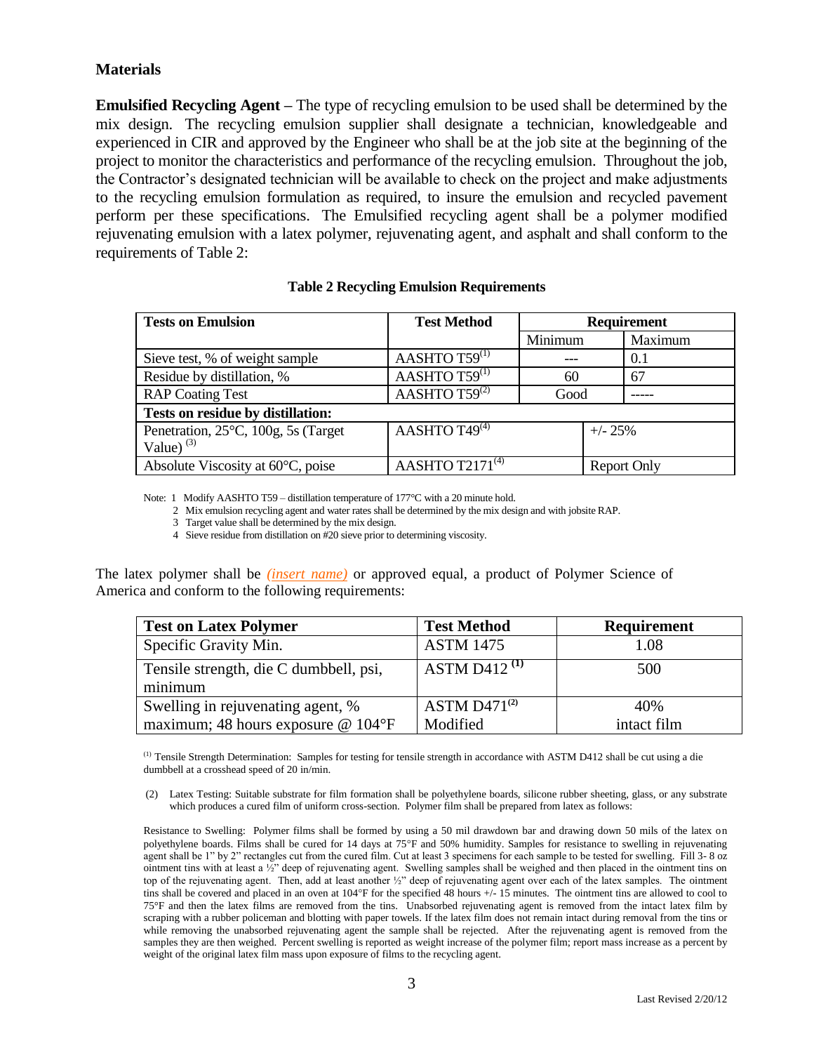## Materials

**Emulsified Recycling Agent** – The type of recycling emulsion to be used shall be determined by the mix design. The recycling emulsion supplier shall designate a technician, knowledgeable and experienced in CIR and approved by the Engineer who shall be at the job site at the beginning of the project to monitor the characteristics and performance of the recycling emulsion. Throughout the job, the Contractor's designated technician will be available to check on the project and make adjustments to the recycling emulsion formulation as required, to insure the emulsion and recycled pavement perform per these specifications. The Emulsified recycling agent shall be a polymer modified rejuvenating emulsion with a latex polymer, rejuvenating agent, and asphalt and shall conform to the requirements of Table 2:

**Table 2 Recycling Emulsion Requirements**

| Tests on Emulsion | Test Method | Requirement | |
|---|---|---|---|
| | | Minimum | Maximum |
| Sieve test, % of weight sample | AASHTO T59[1] | --- | 0.1 |
| Residue by distillation, % | AASHTO T59[1] | 60 | 67 |
| RAP Coating Test | AASHTO T59[2] | Good | ----- |
| **Tests on residue by distillation:** | | | |
| Penetration, 25°C, 100g, 5s (Target Value) [3] | AASHTO T49[4] | +/- 25% | |
| Absolute Viscosity at 60°C, poise | AASHTO T2171[4] | Report Only | |

Note: 1 Modify AASHTO T59 – distillation temperature of 177°C with a 20 minute hold.
2 Mix emulsion recycling agent and water rates shall be determined by the mix design and with jobsite RAP.
3 Target value shall be determined by the mix design.
4 Sieve residue from distillation on #20 sieve prior to determining viscosity.

The latex polymer shall be *(insert name)* or approved equal, a product of Polymer Science of America and conform to the following requirements:

| Test on Latex Polymer | Test Method | Requirement |
|---|---|---|
| Specific Gravity Min. | ASTM 1475 | 1.08 |
| Tensile strength, die C dumbbell, psi, minimum | ASTM D412 [1] | 500 |
| Swelling in rejuvenating agent, % maximum; 48 hours exposure @ 104°F | ASTM D471[2] Modified | 40% intact film |

[1] Tensile Strength Determination: Samples for testing for tensile strength in accordance with ASTM D412 shall be cut using a die dumbbell at a crosshead speed of 20 in/min.

(2) Latex Testing: Suitable substrate for film formation shall be polyethylene boards, silicone rubber sheeting, glass, or any substrate which produces a cured film of uniform cross-section. Polymer film shall be prepared from latex as follows:

Resistance to Swelling: Polymer films shall be formed by using a 50 mil drawdown bar and drawing down 50 mils of the latex on polyethylene boards. Films shall be cured for 14 days at 75°F and 50% humidity. Samples for resistance to swelling in rejuvenating agent shall be 1" by 2" rectangles cut from the cured film. Cut at least 3 specimens for each sample to be tested for swelling. Fill 3- 8 oz ointment tins with at least a ½" deep of rejuvenating agent. Swelling samples shall be weighed and then placed in the ointment tins on top of the rejuvenating agent. Then, add at least another ½" deep of rejuvenating agent over each of the latex samples. The ointment tins shall be covered and placed in an oven at 104°F for the specified 48 hours +/- 15 minutes. The ointment tins are allowed to cool to 75°F and then the latex films are removed from the tins. Unabsorbed rejuvenating agent is removed from the intact latex film by scraping with a rubber policeman and blotting with paper towels. If the latex film does not remain intact during removal from the tins or while removing the unabsorbed rejuvenating agent the sample shall be rejected. After the rejuvenating agent is removed from the samples they are then weighed. Percent swelling is reported as weight increase of the polymer film; report mass increase as a percent by weight of the original latex film mass upon exposure of films to the recycling agent.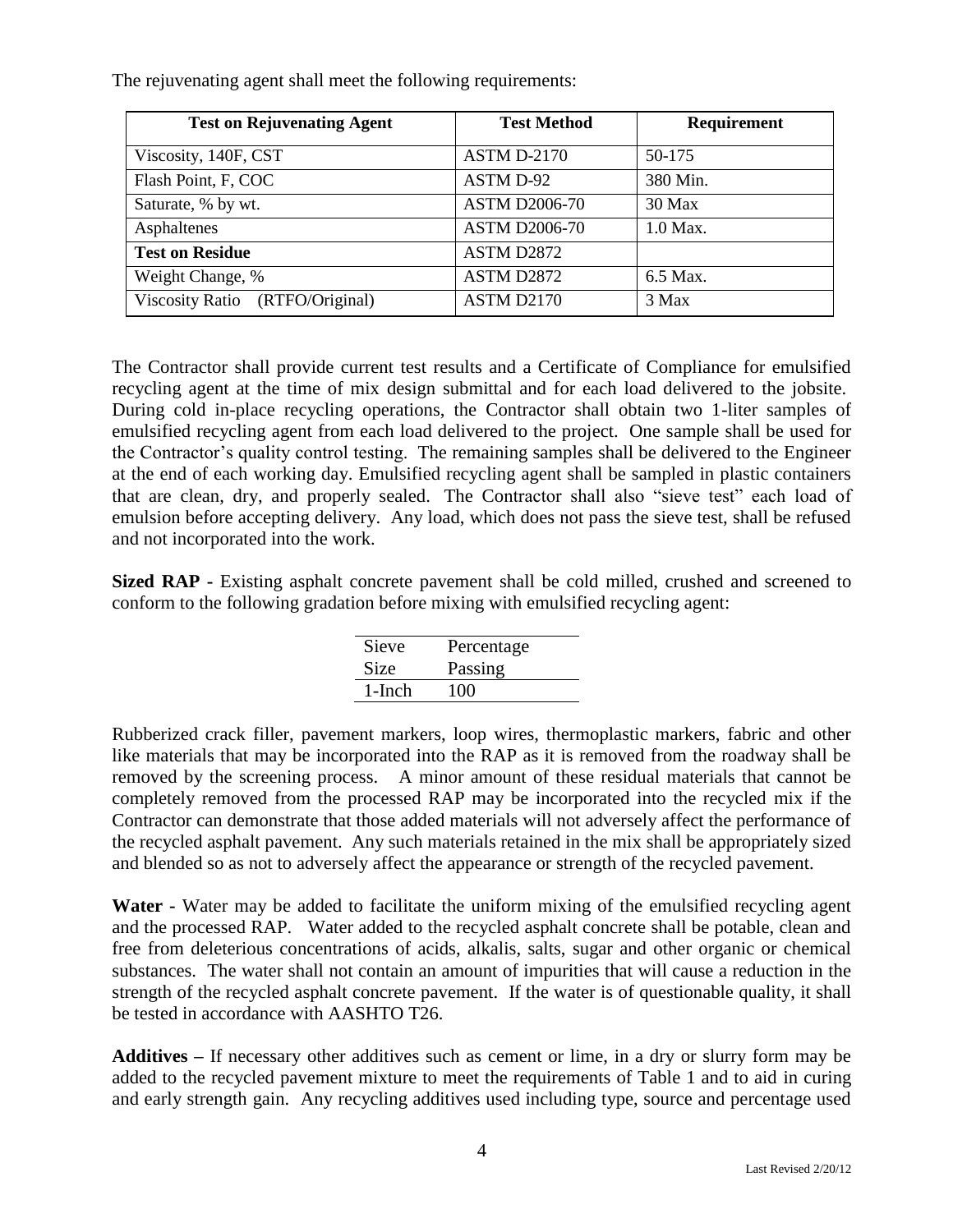The rejuvenating agent shall meet the following requirements:

| Test on Rejuvenating Agent | Test Method | Requirement |
|---|---|---|
| Viscosity, 140F, CST | ASTM D-2170 | 50-175 |
| Flash Point, F, COC | ASTM D-92 | 380 Min. |
| Saturate, % by wt. | ASTM D2006-70 | 30 Max |
| Asphaltenes | ASTM D2006-70 | 1.0 Max. |
| **Test on Residue** | ASTM D2872 | |
| Weight Change, % | ASTM D2872 | 6.5 Max. |
| Viscosity Ratio (RTFO/Original) | ASTM D2170 | 3 Max |

The Contractor shall provide current test results and a Certificate of Compliance for emulsified recycling agent at the time of mix design submittal and for each load delivered to the jobsite. During cold in-place recycling operations, the Contractor shall obtain two 1-liter samples of emulsified recycling agent from each load delivered to the project. One sample shall be used for the Contractor's quality control testing. The remaining samples shall be delivered to the Engineer at the end of each working day. Emulsified recycling agent shall be sampled in plastic containers that are clean, dry, and properly sealed. The Contractor shall also "sieve test" each load of emulsion before accepting delivery. Any load, which does not pass the sieve test, shall be refused and not incorporated into the work.

**Sized RAP -** Existing asphalt concrete pavement shall be cold milled, crushed and screened to conform to the following gradation before mixing with emulsified recycling agent:

| Sieve Size | Percentage Passing |
|---|---|
| 1-Inch | 100 |

Rubberized crack filler, pavement markers, loop wires, thermoplastic markers, fabric and other like materials that may be incorporated into the RAP as it is removed from the roadway shall be removed by the screening process. A minor amount of these residual materials that cannot be completely removed from the processed RAP may be incorporated into the recycled mix if the Contractor can demonstrate that those added materials will not adversely affect the performance of the recycled asphalt pavement. Any such materials retained in the mix shall be appropriately sized and blended so as not to adversely affect the appearance or strength of the recycled pavement.

**Water -** Water may be added to facilitate the uniform mixing of the emulsified recycling agent and the processed RAP. Water added to the recycled asphalt concrete shall be potable, clean and free from deleterious concentrations of acids, alkalis, salts, sugar and other organic or chemical substances. The water shall not contain an amount of impurities that will cause a reduction in the strength of the recycled asphalt concrete pavement. If the water is of questionable quality, it shall be tested in accordance with AASHTO T26.

**Additives –** If necessary other additives such as cement or lime, in a dry or slurry form may be added to the recycled pavement mixture to meet the requirements of Table 1 and to aid in curing and early strength gain. Any recycling additives used including type, source and percentage used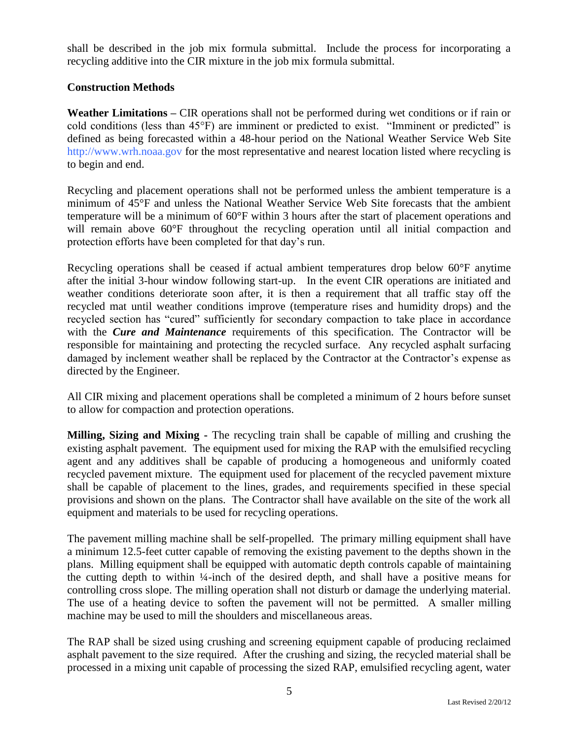shall be described in the job mix formula submittal. Include the process for incorporating a recycling additive into the CIR mixture in the job mix formula submittal.

## Construction Methods

**Weather Limitations –** CIR operations shall not be performed during wet conditions or if rain or cold conditions (less than 45°F) are imminent or predicted to exist. "Imminent or predicted" is defined as being forecasted within a 48-hour period on the National Weather Service Web Site http://www.wrh.noaa.gov for the most representative and nearest location listed where recycling is to begin and end.

Recycling and placement operations shall not be performed unless the ambient temperature is a minimum of 45°F and unless the National Weather Service Web Site forecasts that the ambient temperature will be a minimum of 60°F within 3 hours after the start of placement operations and will remain above 60°F throughout the recycling operation until all initial compaction and protection efforts have been completed for that day's run.

Recycling operations shall be ceased if actual ambient temperatures drop below 60°F anytime after the initial 3-hour window following start-up. In the event CIR operations are initiated and weather conditions deteriorate soon after, it is then a requirement that all traffic stay off the recycled mat until weather conditions improve (temperature rises and humidity drops) and the recycled section has "cured" sufficiently for secondary compaction to take place in accordance with the ***Cure and Maintenance*** requirements of this specification. The Contractor will be responsible for maintaining and protecting the recycled surface. Any recycled asphalt surfacing damaged by inclement weather shall be replaced by the Contractor at the Contractor's expense as directed by the Engineer.

All CIR mixing and placement operations shall be completed a minimum of 2 hours before sunset to allow for compaction and protection operations.

**Milling, Sizing and Mixing -** The recycling train shall be capable of milling and crushing the existing asphalt pavement. The equipment used for mixing the RAP with the emulsified recycling agent and any additives shall be capable of producing a homogeneous and uniformly coated recycled pavement mixture. The equipment used for placement of the recycled pavement mixture shall be capable of placement to the lines, grades, and requirements specified in these special provisions and shown on the plans. The Contractor shall have available on the site of the work all equipment and materials to be used for recycling operations.

The pavement milling machine shall be self-propelled. The primary milling equipment shall have a minimum 12.5-feet cutter capable of removing the existing pavement to the depths shown in the plans. Milling equipment shall be equipped with automatic depth controls capable of maintaining the cutting depth to within ¼-inch of the desired depth, and shall have a positive means for controlling cross slope. The milling operation shall not disturb or damage the underlying material. The use of a heating device to soften the pavement will not be permitted. A smaller milling machine may be used to mill the shoulders and miscellaneous areas.

The RAP shall be sized using crushing and screening equipment capable of producing reclaimed asphalt pavement to the size required. After the crushing and sizing, the recycled material shall be processed in a mixing unit capable of processing the sized RAP, emulsified recycling agent, water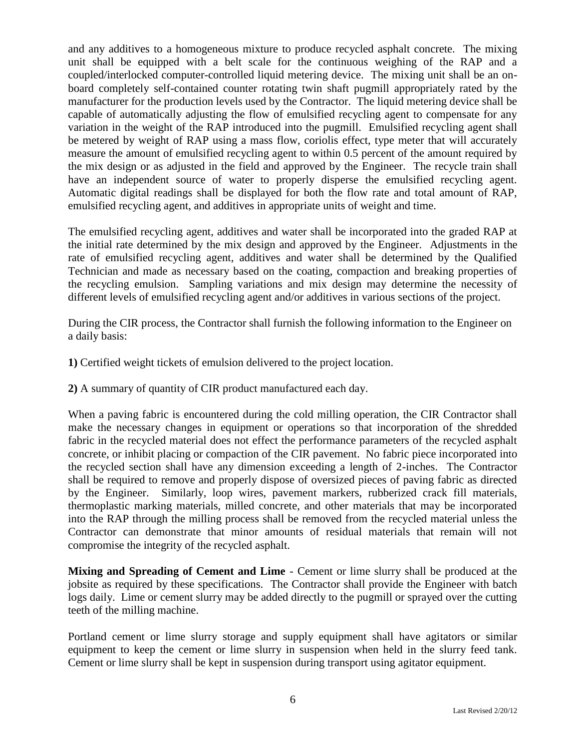and any additives to a homogeneous mixture to produce recycled asphalt concrete. The mixing unit shall be equipped with a belt scale for the continuous weighing of the RAP and a coupled/interlocked computer-controlled liquid metering device. The mixing unit shall be an on-board completely self-contained counter rotating twin shaft pugmill appropriately rated by the manufacturer for the production levels used by the Contractor. The liquid metering device shall be capable of automatically adjusting the flow of emulsified recycling agent to compensate for any variation in the weight of the RAP introduced into the pugmill. Emulsified recycling agent shall be metered by weight of RAP using a mass flow, coriolis effect, type meter that will accurately measure the amount of emulsified recycling agent to within 0.5 percent of the amount required by the mix design or as adjusted in the field and approved by the Engineer. The recycle train shall have an independent source of water to properly disperse the emulsified recycling agent. Automatic digital readings shall be displayed for both the flow rate and total amount of RAP, emulsified recycling agent, and additives in appropriate units of weight and time.

The emulsified recycling agent, additives and water shall be incorporated into the graded RAP at the initial rate determined by the mix design and approved by the Engineer. Adjustments in the rate of emulsified recycling agent, additives and water shall be determined by the Qualified Technician and made as necessary based on the coating, compaction and breaking properties of the recycling emulsion. Sampling variations and mix design may determine the necessity of different levels of emulsified recycling agent and/or additives in various sections of the project.

During the CIR process, the Contractor shall furnish the following information to the Engineer on a daily basis:

**1)** Certified weight tickets of emulsion delivered to the project location.

**2)** A summary of quantity of CIR product manufactured each day.

When a paving fabric is encountered during the cold milling operation, the CIR Contractor shall make the necessary changes in equipment or operations so that incorporation of the shredded fabric in the recycled material does not effect the performance parameters of the recycled asphalt concrete, or inhibit placing or compaction of the CIR pavement. No fabric piece incorporated into the recycled section shall have any dimension exceeding a length of 2-inches. The Contractor shall be required to remove and properly dispose of oversized pieces of paving fabric as directed by the Engineer. Similarly, loop wires, pavement markers, rubberized crack fill materials, thermoplastic marking materials, milled concrete, and other materials that may be incorporated into the RAP through the milling process shall be removed from the recycled material unless the Contractor can demonstrate that minor amounts of residual materials that remain will not compromise the integrity of the recycled asphalt.

**Mixing and Spreading of Cement and Lime** - Cement or lime slurry shall be produced at the jobsite as required by these specifications. The Contractor shall provide the Engineer with batch logs daily. Lime or cement slurry may be added directly to the pugmill or sprayed over the cutting teeth of the milling machine.

Portland cement or lime slurry storage and supply equipment shall have agitators or similar equipment to keep the cement or lime slurry in suspension when held in the slurry feed tank. Cement or lime slurry shall be kept in suspension during transport using agitator equipment.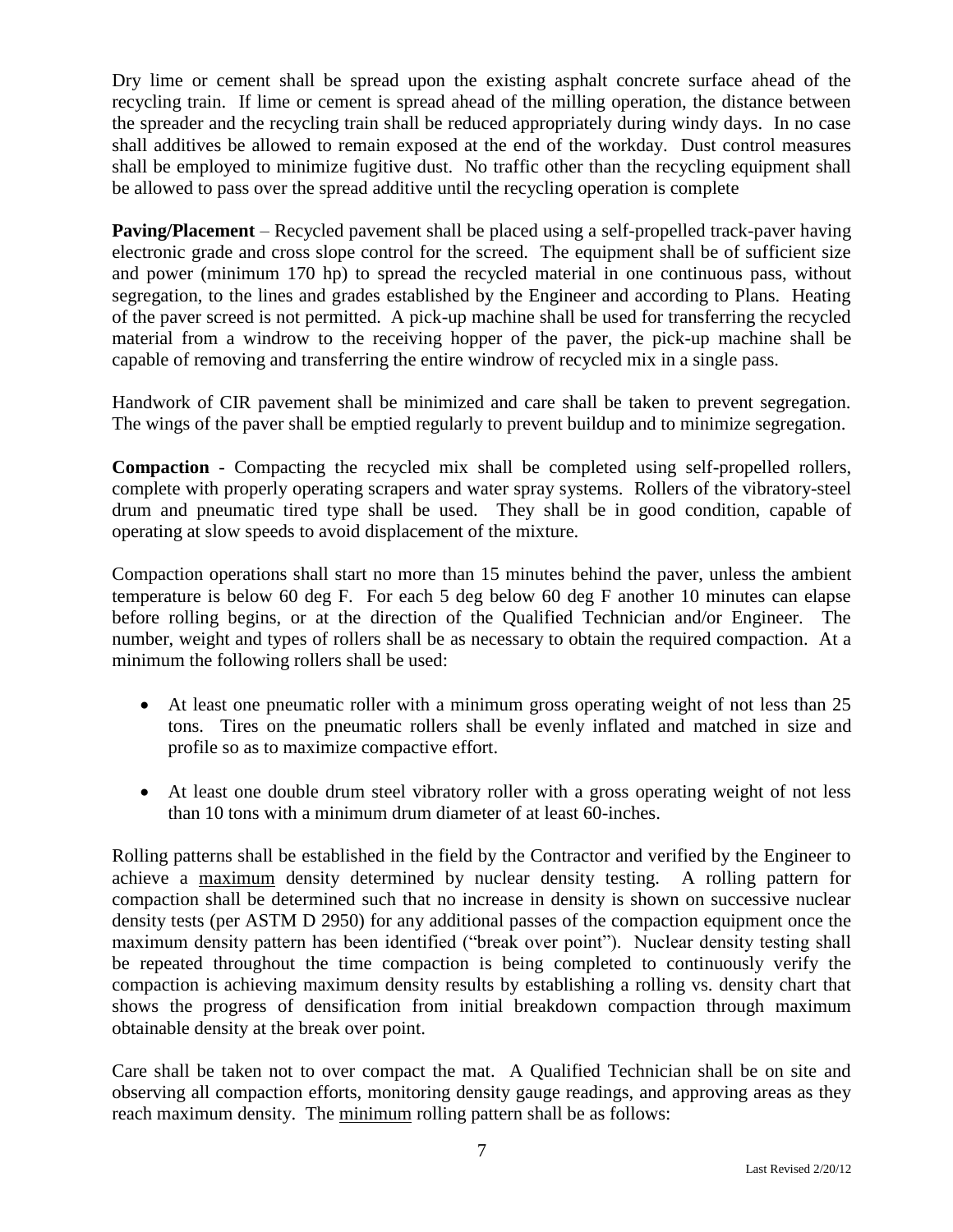Dry lime or cement shall be spread upon the existing asphalt concrete surface ahead of the recycling train. If lime or cement is spread ahead of the milling operation, the distance between the spreader and the recycling train shall be reduced appropriately during windy days. In no case shall additives be allowed to remain exposed at the end of the workday. Dust control measures shall be employed to minimize fugitive dust. No traffic other than the recycling equipment shall be allowed to pass over the spread additive until the recycling operation is complete

**Paving/Placement** – Recycled pavement shall be placed using a self-propelled track-paver having electronic grade and cross slope control for the screed. The equipment shall be of sufficient size and power (minimum 170 hp) to spread the recycled material in one continuous pass, without segregation, to the lines and grades established by the Engineer and according to Plans. Heating of the paver screed is not permitted. A pick-up machine shall be used for transferring the recycled material from a windrow to the receiving hopper of the paver, the pick-up machine shall be capable of removing and transferring the entire windrow of recycled mix in a single pass.

Handwork of CIR pavement shall be minimized and care shall be taken to prevent segregation. The wings of the paver shall be emptied regularly to prevent buildup and to minimize segregation.

**Compaction** - Compacting the recycled mix shall be completed using self-propelled rollers, complete with properly operating scrapers and water spray systems. Rollers of the vibratory-steel drum and pneumatic tired type shall be used. They shall be in good condition, capable of operating at slow speeds to avoid displacement of the mixture.

Compaction operations shall start no more than 15 minutes behind the paver, unless the ambient temperature is below 60 deg F. For each 5 deg below 60 deg F another 10 minutes can elapse before rolling begins, or at the direction of the Qualified Technician and/or Engineer. The number, weight and types of rollers shall be as necessary to obtain the required compaction. At a minimum the following rollers shall be used:

- At least one pneumatic roller with a minimum gross operating weight of not less than 25 tons. Tires on the pneumatic rollers shall be evenly inflated and matched in size and profile so as to maximize compactive effort.
- At least one double drum steel vibratory roller with a gross operating weight of not less than 10 tons with a minimum drum diameter of at least 60-inches.

Rolling patterns shall be established in the field by the Contractor and verified by the Engineer to achieve a <u>maximum</u> density determined by nuclear density testing. A rolling pattern for compaction shall be determined such that no increase in density is shown on successive nuclear density tests (per ASTM D 2950) for any additional passes of the compaction equipment once the maximum density pattern has been identified ("break over point"). Nuclear density testing shall be repeated throughout the time compaction is being completed to continuously verify the compaction is achieving maximum density results by establishing a rolling vs. density chart that shows the progress of densification from initial breakdown compaction through maximum obtainable density at the break over point.

Care shall be taken not to over compact the mat. A Qualified Technician shall be on site and observing all compaction efforts, monitoring density gauge readings, and approving areas as they reach maximum density. The <u>minimum</u> rolling pattern shall be as follows: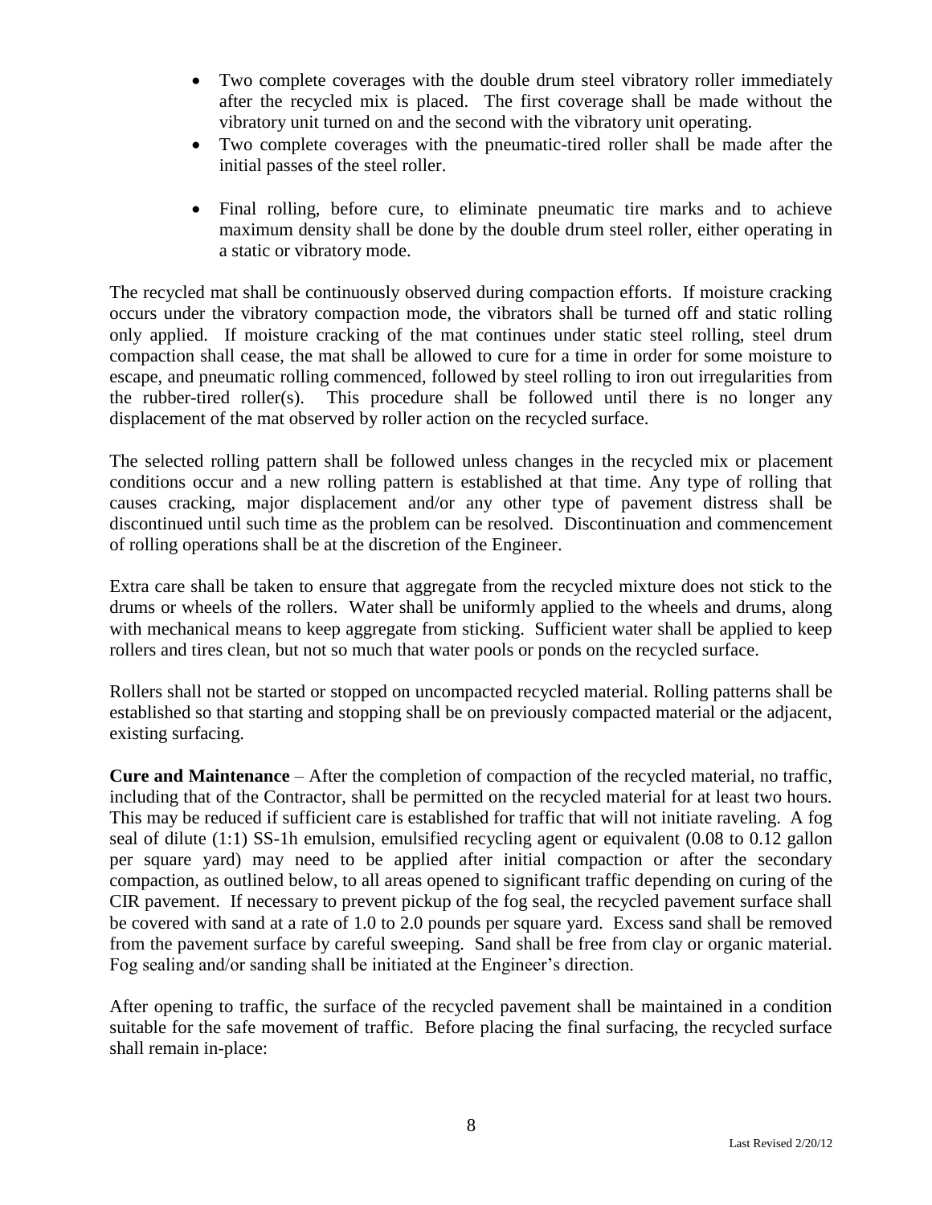- Two complete coverages with the double drum steel vibratory roller immediately after the recycled mix is placed. The first coverage shall be made without the vibratory unit turned on and the second with the vibratory unit operating.
- Two complete coverages with the pneumatic-tired roller shall be made after the initial passes of the steel roller.
- Final rolling, before cure, to eliminate pneumatic tire marks and to achieve maximum density shall be done by the double drum steel roller, either operating in a static or vibratory mode.

The recycled mat shall be continuously observed during compaction efforts. If moisture cracking occurs under the vibratory compaction mode, the vibrators shall be turned off and static rolling only applied. If moisture cracking of the mat continues under static steel rolling, steel drum compaction shall cease, the mat shall be allowed to cure for a time in order for some moisture to escape, and pneumatic rolling commenced, followed by steel rolling to iron out irregularities from the rubber-tired roller(s). This procedure shall be followed until there is no longer any displacement of the mat observed by roller action on the recycled surface.

The selected rolling pattern shall be followed unless changes in the recycled mix or placement conditions occur and a new rolling pattern is established at that time. Any type of rolling that causes cracking, major displacement and/or any other type of pavement distress shall be discontinued until such time as the problem can be resolved. Discontinuation and commencement of rolling operations shall be at the discretion of the Engineer.

Extra care shall be taken to ensure that aggregate from the recycled mixture does not stick to the drums or wheels of the rollers. Water shall be uniformly applied to the wheels and drums, along with mechanical means to keep aggregate from sticking. Sufficient water shall be applied to keep rollers and tires clean, but not so much that water pools or ponds on the recycled surface.

Rollers shall not be started or stopped on uncompacted recycled material. Rolling patterns shall be established so that starting and stopping shall be on previously compacted material or the adjacent, existing surfacing.

**Cure and Maintenance** – After the completion of compaction of the recycled material, no traffic, including that of the Contractor, shall be permitted on the recycled material for at least two hours. This may be reduced if sufficient care is established for traffic that will not initiate raveling. A fog seal of dilute (1:1) SS-1h emulsion, emulsified recycling agent or equivalent (0.08 to 0.12 gallon per square yard) may need to be applied after initial compaction or after the secondary compaction, as outlined below, to all areas opened to significant traffic depending on curing of the CIR pavement. If necessary to prevent pickup of the fog seal, the recycled pavement surface shall be covered with sand at a rate of 1.0 to 2.0 pounds per square yard. Excess sand shall be removed from the pavement surface by careful sweeping. Sand shall be free from clay or organic material. Fog sealing and/or sanding shall be initiated at the Engineer's direction.

After opening to traffic, the surface of the recycled pavement shall be maintained in a condition suitable for the safe movement of traffic. Before placing the final surfacing, the recycled surface shall remain in-place: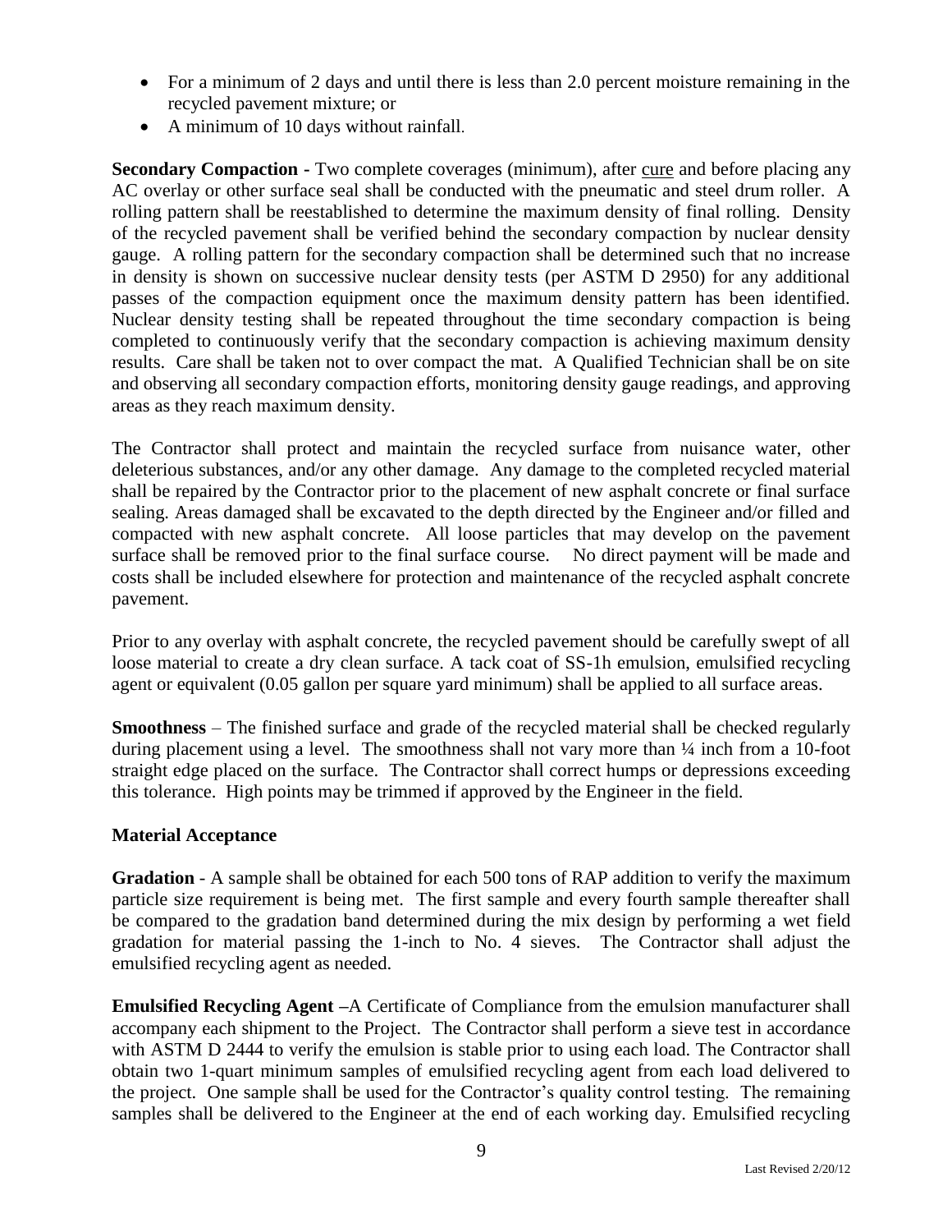- For a minimum of 2 days and until there is less than 2.0 percent moisture remaining in the recycled pavement mixture; or
- A minimum of 10 days without rainfall.

**Secondary Compaction -** Two complete coverages (minimum), after cure and before placing any AC overlay or other surface seal shall be conducted with the pneumatic and steel drum roller. A rolling pattern shall be reestablished to determine the maximum density of final rolling. Density of the recycled pavement shall be verified behind the secondary compaction by nuclear density gauge. A rolling pattern for the secondary compaction shall be determined such that no increase in density is shown on successive nuclear density tests (per ASTM D 2950) for any additional passes of the compaction equipment once the maximum density pattern has been identified. Nuclear density testing shall be repeated throughout the time secondary compaction is being completed to continuously verify that the secondary compaction is achieving maximum density results. Care shall be taken not to over compact the mat. A Qualified Technician shall be on site and observing all secondary compaction efforts, monitoring density gauge readings, and approving areas as they reach maximum density.

The Contractor shall protect and maintain the recycled surface from nuisance water, other deleterious substances, and/or any other damage. Any damage to the completed recycled material shall be repaired by the Contractor prior to the placement of new asphalt concrete or final surface sealing. Areas damaged shall be excavated to the depth directed by the Engineer and/or filled and compacted with new asphalt concrete. All loose particles that may develop on the pavement surface shall be removed prior to the final surface course. No direct payment will be made and costs shall be included elsewhere for protection and maintenance of the recycled asphalt concrete pavement.

Prior to any overlay with asphalt concrete, the recycled pavement should be carefully swept of all loose material to create a dry clean surface. A tack coat of SS-1h emulsion, emulsified recycling agent or equivalent (0.05 gallon per square yard minimum) shall be applied to all surface areas.

**Smoothness** – The finished surface and grade of the recycled material shall be checked regularly during placement using a level. The smoothness shall not vary more than ¼ inch from a 10-foot straight edge placed on the surface. The Contractor shall correct humps or depressions exceeding this tolerance. High points may be trimmed if approved by the Engineer in the field.

**Material Acceptance**

**Gradation** - A sample shall be obtained for each 500 tons of RAP addition to verify the maximum particle size requirement is being met. The first sample and every fourth sample thereafter shall be compared to the gradation band determined during the mix design by performing a wet field gradation for material passing the 1-inch to No. 4 sieves. The Contractor shall adjust the emulsified recycling agent as needed.

**Emulsified Recycling Agent –**A Certificate of Compliance from the emulsion manufacturer shall accompany each shipment to the Project. The Contractor shall perform a sieve test in accordance with ASTM D 2444 to verify the emulsion is stable prior to using each load. The Contractor shall obtain two 1-quart minimum samples of emulsified recycling agent from each load delivered to the project. One sample shall be used for the Contractor's quality control testing. The remaining samples shall be delivered to the Engineer at the end of each working day. Emulsified recycling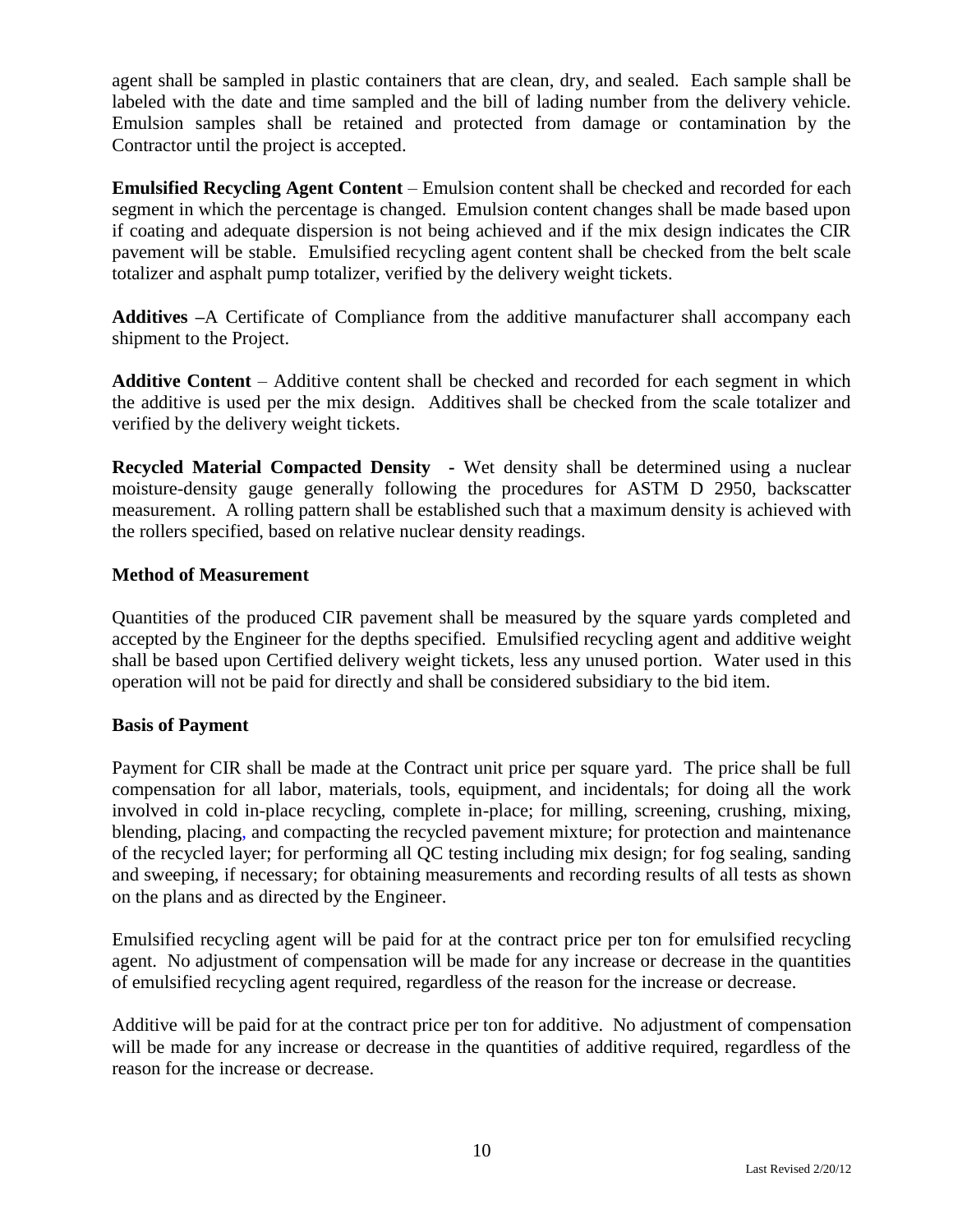agent shall be sampled in plastic containers that are clean, dry, and sealed. Each sample shall be labeled with the date and time sampled and the bill of lading number from the delivery vehicle. Emulsion samples shall be retained and protected from damage or contamination by the Contractor until the project is accepted.

**Emulsified Recycling Agent Content** – Emulsion content shall be checked and recorded for each segment in which the percentage is changed. Emulsion content changes shall be made based upon if coating and adequate dispersion is not being achieved and if the mix design indicates the CIR pavement will be stable. Emulsified recycling agent content shall be checked from the belt scale totalizer and asphalt pump totalizer, verified by the delivery weight tickets.

**Additives –**A Certificate of Compliance from the additive manufacturer shall accompany each shipment to the Project.

**Additive Content** – Additive content shall be checked and recorded for each segment in which the additive is used per the mix design. Additives shall be checked from the scale totalizer and verified by the delivery weight tickets.

**Recycled Material Compacted Density -** Wet density shall be determined using a nuclear moisture-density gauge generally following the procedures for ASTM D 2950, backscatter measurement. A rolling pattern shall be established such that a maximum density is achieved with the rollers specified, based on relative nuclear density readings.

**Method of Measurement**

Quantities of the produced CIR pavement shall be measured by the square yards completed and accepted by the Engineer for the depths specified. Emulsified recycling agent and additive weight shall be based upon Certified delivery weight tickets, less any unused portion. Water used in this operation will not be paid for directly and shall be considered subsidiary to the bid item.

**Basis of Payment**

Payment for CIR shall be made at the Contract unit price per square yard. The price shall be full compensation for all labor, materials, tools, equipment, and incidentals; for doing all the work involved in cold in-place recycling, complete in-place; for milling, screening, crushing, mixing, blending, placing, and compacting the recycled pavement mixture; for protection and maintenance of the recycled layer; for performing all QC testing including mix design; for fog sealing, sanding and sweeping, if necessary; for obtaining measurements and recording results of all tests as shown on the plans and as directed by the Engineer.

Emulsified recycling agent will be paid for at the contract price per ton for emulsified recycling agent. No adjustment of compensation will be made for any increase or decrease in the quantities of emulsified recycling agent required, regardless of the reason for the increase or decrease.

Additive will be paid for at the contract price per ton for additive. No adjustment of compensation will be made for any increase or decrease in the quantities of additive required, regardless of the reason for the increase or decrease.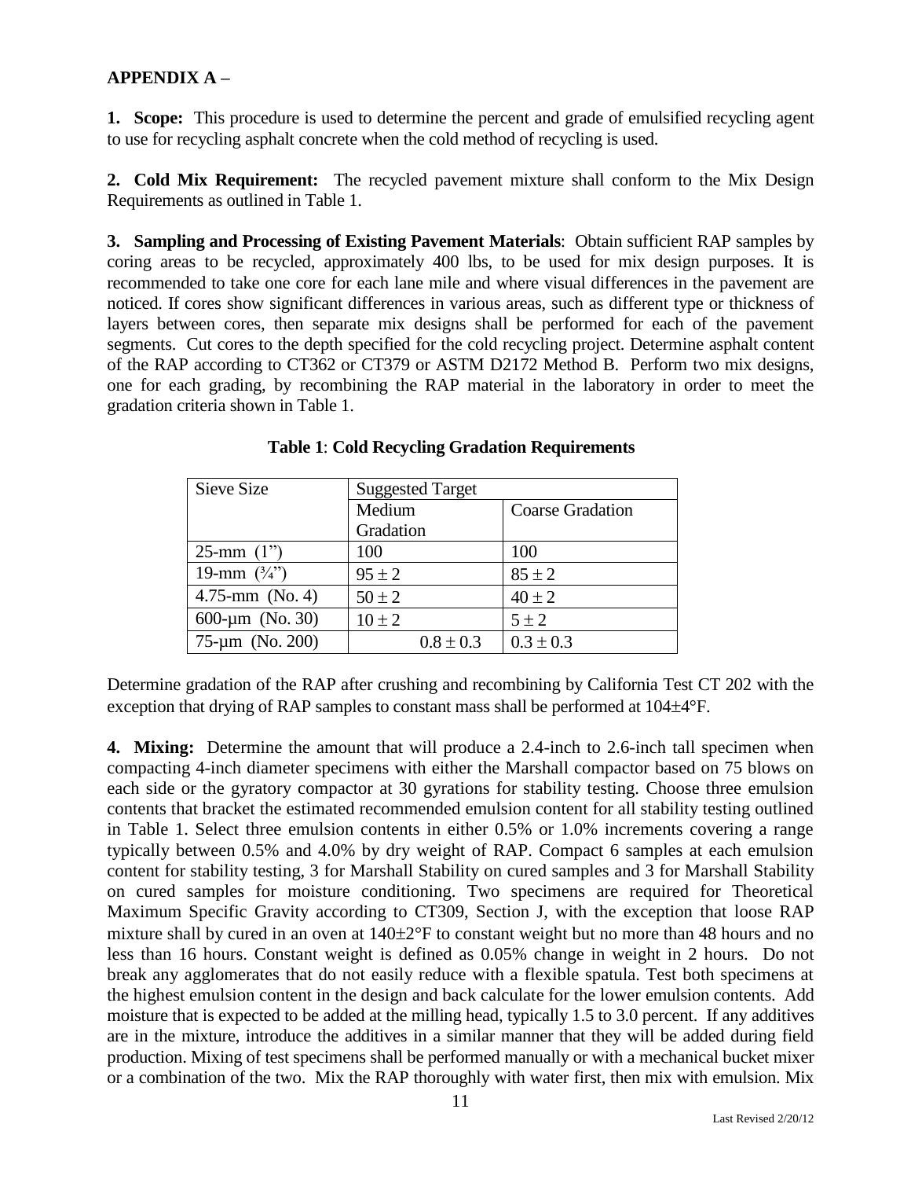## APPENDIX A –

**1. Scope:** This procedure is used to determine the percent and grade of emulsified recycling agent to use for recycling asphalt concrete when the cold method of recycling is used.

**2. Cold Mix Requirement:** The recycled pavement mixture shall conform to the Mix Design Requirements as outlined in Table 1.

**3. Sampling and Processing of Existing Pavement Materials**: Obtain sufficient RAP samples by coring areas to be recycled, approximately 400 lbs, to be used for mix design purposes. It is recommended to take one core for each lane mile and where visual differences in the pavement are noticed. If cores show significant differences in various areas, such as different type or thickness of layers between cores, then separate mix designs shall be performed for each of the pavement segments. Cut cores to the depth specified for the cold recycling project. Determine asphalt content of the RAP according to CT362 or CT379 or ASTM D2172 Method B. Perform two mix designs, one for each grading, by recombining the RAP material in the laboratory in order to meet the gradation criteria shown in Table 1.

**Table 1**: **Cold Recycling Gradation Requirements**

| Sieve Size | Suggested Target | |
|---|---|---|
| | Medium Gradation | Coarse Gradation |
| 25-mm (1") | 100 | 100 |
| 19-mm (¾") | 95 ± 2 | 85 ± 2 |
| 4.75-mm (No. 4) | 50 ± 2 | 40 ± 2 |
| 600-µm (No. 30) | 10 ± 2 | 5 ± 2 |
| 75-µm (No. 200) | 0.8 ± 0.3 | 0.3 ± 0.3 |

Determine gradation of the RAP after crushing and recombining by California Test CT 202 with the exception that drying of RAP samples to constant mass shall be performed at 104±4°F.

**4. Mixing:** Determine the amount that will produce a 2.4-inch to 2.6-inch tall specimen when compacting 4-inch diameter specimens with either the Marshall compactor based on 75 blows on each side or the gyratory compactor at 30 gyrations for stability testing. Choose three emulsion contents that bracket the estimated recommended emulsion content for all stability testing outlined in Table 1. Select three emulsion contents in either 0.5% or 1.0% increments covering a range typically between 0.5% and 4.0% by dry weight of RAP. Compact 6 samples at each emulsion content for stability testing, 3 for Marshall Stability on cured samples and 3 for Marshall Stability on cured samples for moisture conditioning. Two specimens are required for Theoretical Maximum Specific Gravity according to CT309, Section J, with the exception that loose RAP mixture shall by cured in an oven at 140±2°F to constant weight but no more than 48 hours and no less than 16 hours. Constant weight is defined as 0.05% change in weight in 2 hours. Do not break any agglomerates that do not easily reduce with a flexible spatula. Test both specimens at the highest emulsion content in the design and back calculate for the lower emulsion contents. Add moisture that is expected to be added at the milling head, typically 1.5 to 3.0 percent. If any additives are in the mixture, introduce the additives in a similar manner that they will be added during field production. Mixing of test specimens shall be performed manually or with a mechanical bucket mixer or a combination of the two. Mix the RAP thoroughly with water first, then mix with emulsion. Mix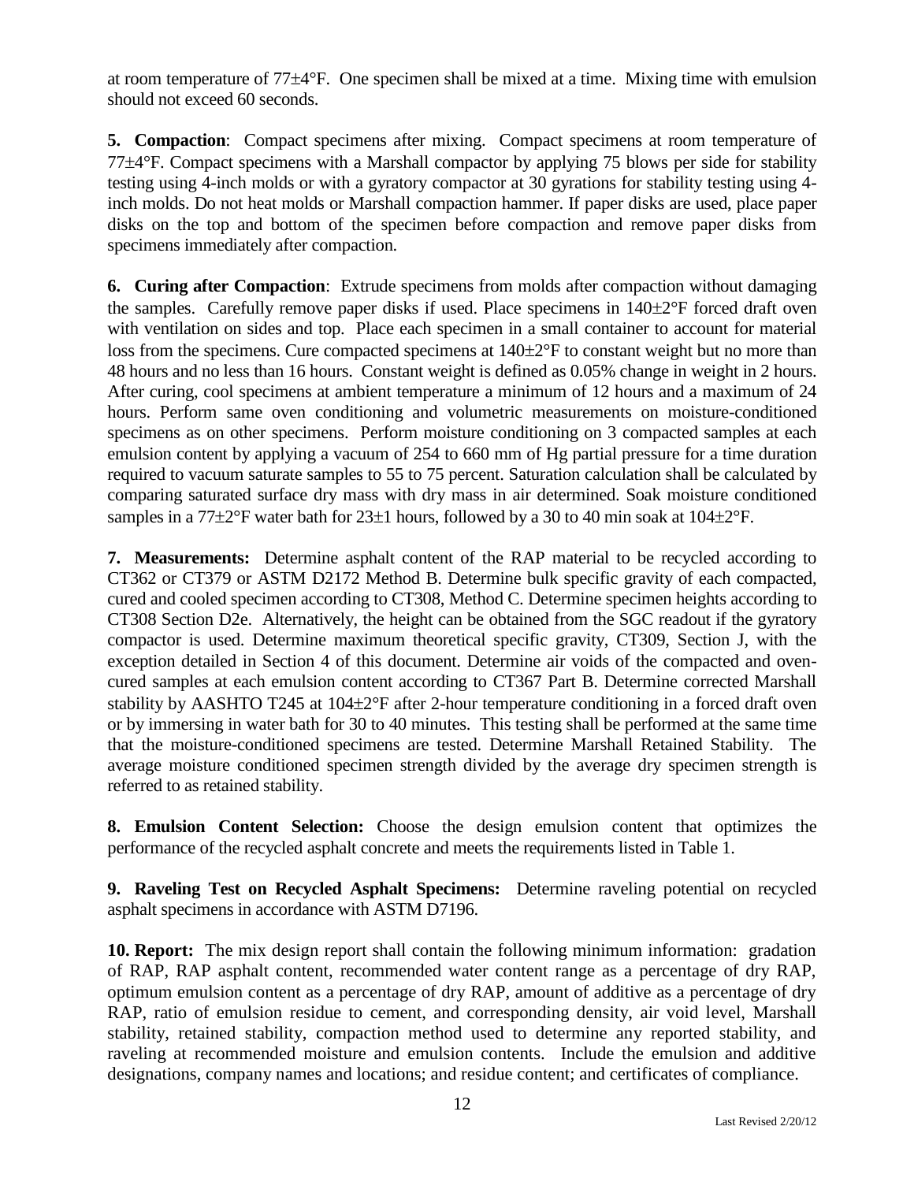at room temperature of 77±4°F. One specimen shall be mixed at a time. Mixing time with emulsion should not exceed 60 seconds.

**5. Compaction**: Compact specimens after mixing. Compact specimens at room temperature of 77±4°F. Compact specimens with a Marshall compactor by applying 75 blows per side for stability testing using 4-inch molds or with a gyratory compactor at 30 gyrations for stability testing using 4-inch molds. Do not heat molds or Marshall compaction hammer. If paper disks are used, place paper disks on the top and bottom of the specimen before compaction and remove paper disks from specimens immediately after compaction.

**6. Curing after Compaction**: Extrude specimens from molds after compaction without damaging the samples. Carefully remove paper disks if used. Place specimens in 140±2°F forced draft oven with ventilation on sides and top. Place each specimen in a small container to account for material loss from the specimens. Cure compacted specimens at 140±2°F to constant weight but no more than 48 hours and no less than 16 hours. Constant weight is defined as 0.05% change in weight in 2 hours. After curing, cool specimens at ambient temperature a minimum of 12 hours and a maximum of 24 hours. Perform same oven conditioning and volumetric measurements on moisture-conditioned specimens as on other specimens. Perform moisture conditioning on 3 compacted samples at each emulsion content by applying a vacuum of 254 to 660 mm of Hg partial pressure for a time duration required to vacuum saturate samples to 55 to 75 percent. Saturation calculation shall be calculated by comparing saturated surface dry mass with dry mass in air determined. Soak moisture conditioned samples in a 77±2°F water bath for 23±1 hours, followed by a 30 to 40 min soak at 104±2°F.

**7. Measurements:** Determine asphalt content of the RAP material to be recycled according to CT362 or CT379 or ASTM D2172 Method B. Determine bulk specific gravity of each compacted, cured and cooled specimen according to CT308, Method C. Determine specimen heights according to CT308 Section D2e. Alternatively, the height can be obtained from the SGC readout if the gyratory compactor is used. Determine maximum theoretical specific gravity, CT309, Section J, with the exception detailed in Section 4 of this document. Determine air voids of the compacted and oven-cured samples at each emulsion content according to CT367 Part B. Determine corrected Marshall stability by AASHTO T245 at 104±2°F after 2-hour temperature conditioning in a forced draft oven or by immersing in water bath for 30 to 40 minutes. This testing shall be performed at the same time that the moisture-conditioned specimens are tested. Determine Marshall Retained Stability. The average moisture conditioned specimen strength divided by the average dry specimen strength is referred to as retained stability.

**8. Emulsion Content Selection:** Choose the design emulsion content that optimizes the performance of the recycled asphalt concrete and meets the requirements listed in Table 1.

**9. Raveling Test on Recycled Asphalt Specimens:** Determine raveling potential on recycled asphalt specimens in accordance with ASTM D7196.

**10. Report:** The mix design report shall contain the following minimum information: gradation of RAP, RAP asphalt content, recommended water content range as a percentage of dry RAP, optimum emulsion content as a percentage of dry RAP, amount of additive as a percentage of dry RAP, ratio of emulsion residue to cement, and corresponding density, air void level, Marshall stability, retained stability, compaction method used to determine any reported stability, and raveling at recommended moisture and emulsion contents. Include the emulsion and additive designations, company names and locations; and residue content; and certificates of compliance.

Last Revised 2/20/12